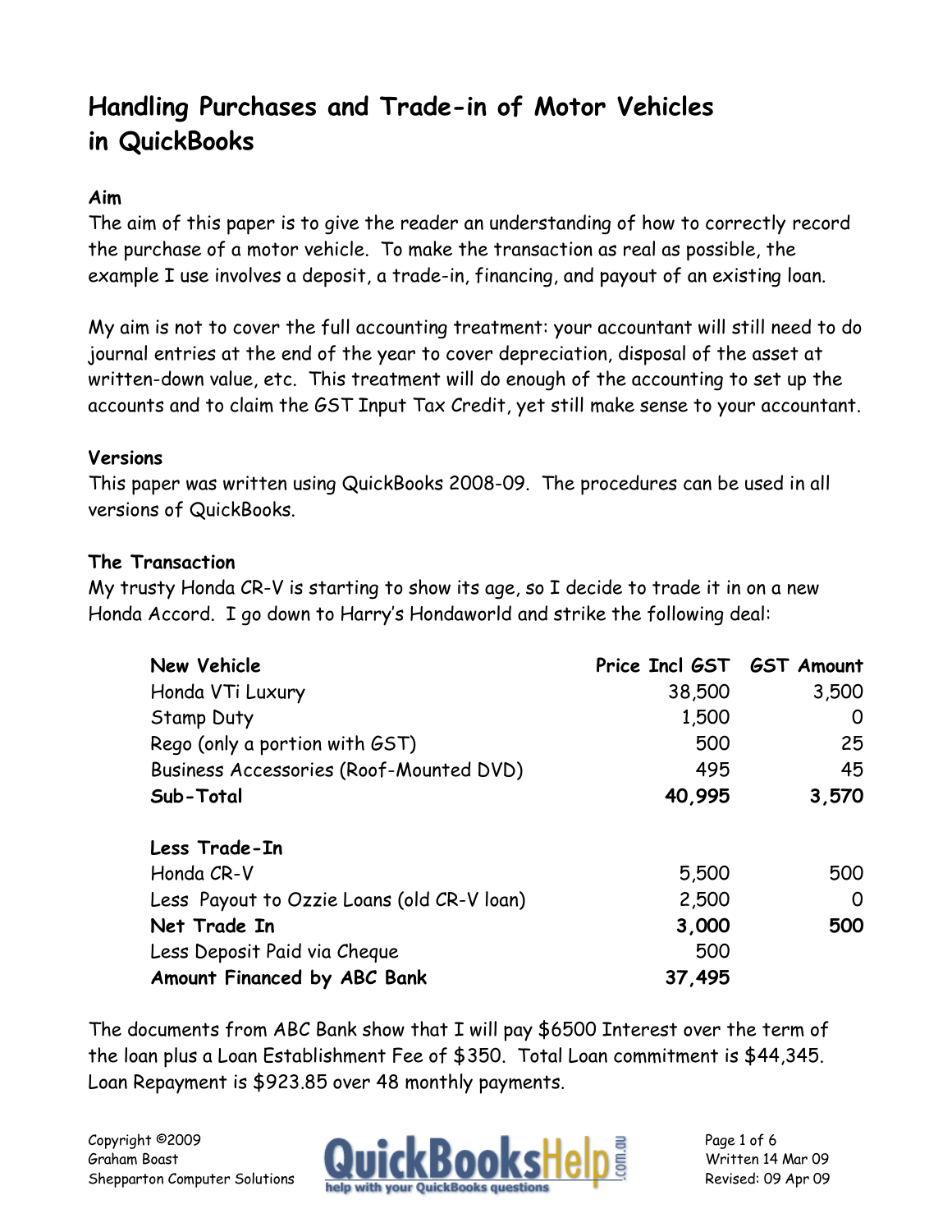# Handling Purchases and Trade-in of Motor Vehicles in QuickBooks

**Aim**

The aim of this paper is to give the reader an understanding of how to correctly record the purchase of a motor vehicle. To make the transaction as real as possible, the example I use involves a deposit, a trade-in, financing, and payout of an existing loan.

My aim is not to cover the full accounting treatment: your accountant will still need to do journal entries at the end of the year to cover depreciation, disposal of the asset at written-down value, etc. This treatment will do enough of the accounting to set up the accounts and to claim the GST Input Tax Credit, yet still make sense to your accountant.

**Versions**

This paper was written using QuickBooks 2008-09. The procedures can be used in all versions of QuickBooks.

**The Transaction**

My trusty Honda CR-V is starting to show its age, so I decide to trade it in on a new Honda Accord. I go down to Harry's Hondaworld and strike the following deal:

| **New Vehicle** | **Price Incl GST** | **GST Amount** |
|---|---|---|
| Honda VTi Luxury | 38,500 | 3,500 |
| Stamp Duty | 1,500 | 0 |
| Rego (only a portion with GST) | 500 | 25 |
| Business Accessories (Roof-Mounted DVD) | 495 | 45 |
| **Sub-Total** | **40,995** | **3,570** |
| | | |
| **Less Trade-In** | | |
| Honda CR-V | 5,500 | 500 |
| Less Payout to Ozzie Loans (old CR-V loan) | 2,500 | 0 |
| **Net Trade In** | **3,000** | **500** |
| Less Deposit Paid via Cheque | 500 | |
| **Amount Financed by ABC Bank** | **37,495** | |

The documents from ABC Bank show that I will pay $6500 Interest over the term of the loan plus a Loan Establishment Fee of $350. Total Loan commitment is $44,345. Loan Repayment is $923.85 over 48 monthly payments.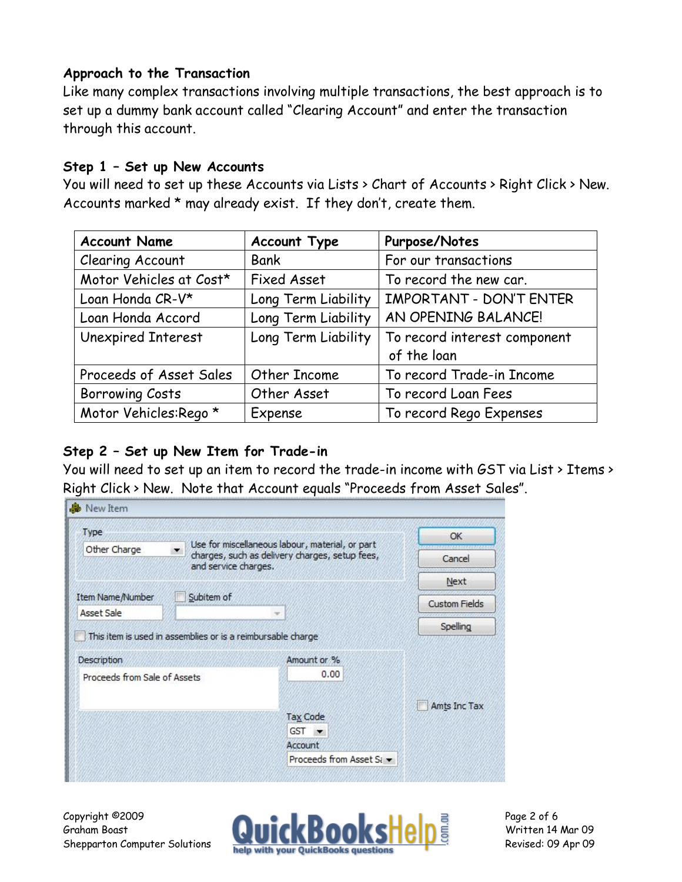### Approach to the Transaction

Like many complex transactions involving multiple transactions, the best approach is to set up a dummy bank account called "Clearing Account" and enter the transaction through this account.

### Step 1 – Set up New Accounts

You will need to set up these Accounts via Lists > Chart of Accounts > Right Click > New. Accounts marked * may already exist. If they don't, create them.

| Account Name | Account Type | Purpose/Notes |
|---|---|---|
| Clearing Account | Bank | For our transactions |
| Motor Vehicles at Cost* | Fixed Asset | To record the new car. |
| Loan Honda CR-V* | Long Term Liability | IMPORTANT - DON'T ENTER AN OPENING BALANCE! |
| Loan Honda Accord | Long Term Liability | |
| Unexpired Interest | Long Term Liability | To record interest component of the loan |
| Proceeds of Asset Sales | Other Income | To record Trade-in Income |
| Borrowing Costs | Other Asset | To record Loan Fees |
| Motor Vehicles:Rego * | Expense | To record Rego Expenses |

### Step 2 – Set up New Item for Trade-in

You will need to set up an item to record the trade-in income with GST via List > Items > Right Click > New. Note that Account equals "Proceeds from Asset Sales".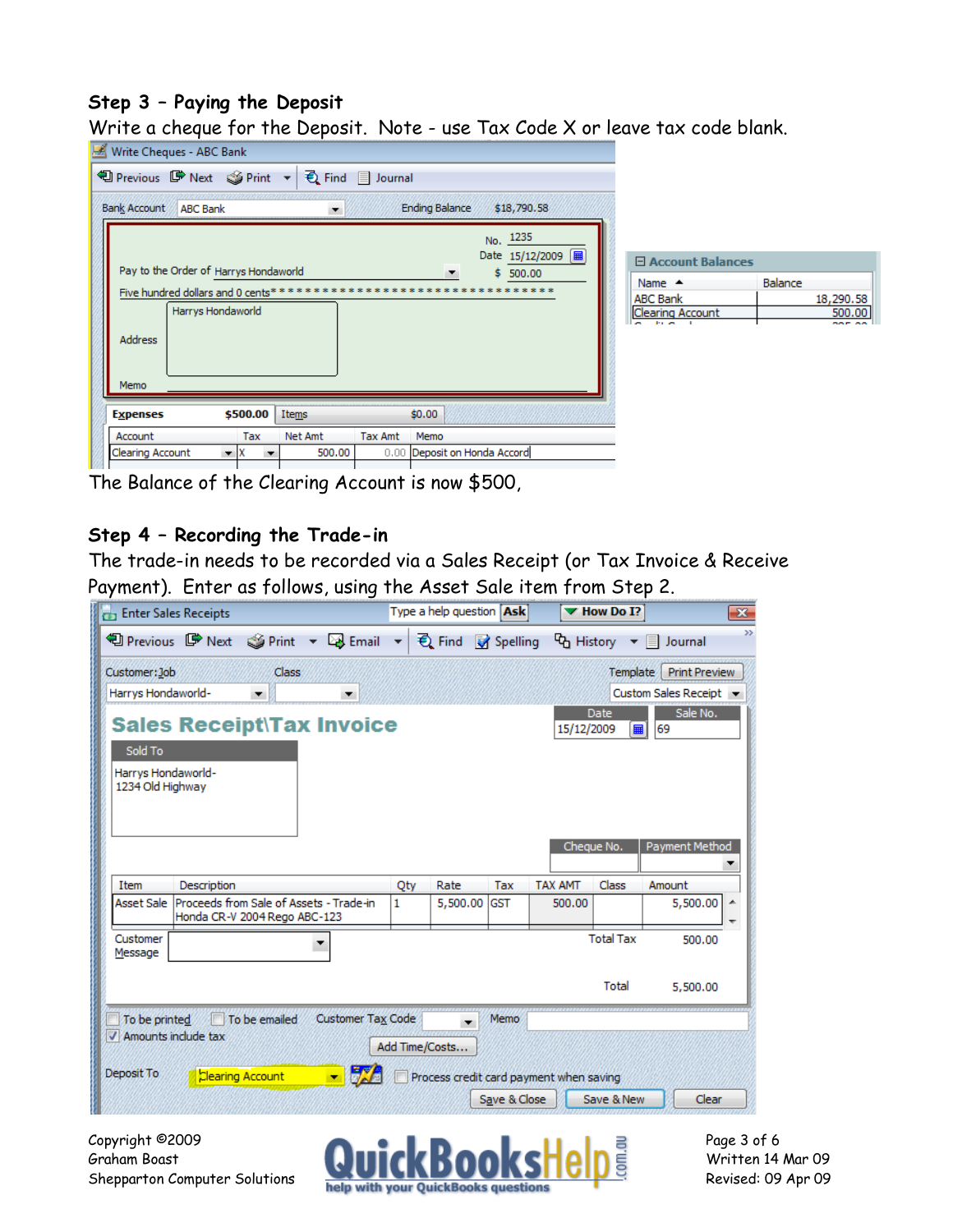## Step 3 – Paying the Deposit

Write a cheque for the Deposit. Note - use Tax Code X or leave tax code blank.

The Balance of the Clearing Account is now $500,

## Step 4 – Recording the Trade-in

The trade-in needs to be recorded via a Sales Receipt (or Tax Invoice & Receive Payment). Enter as follows, using the Asset Sale item from Step 2.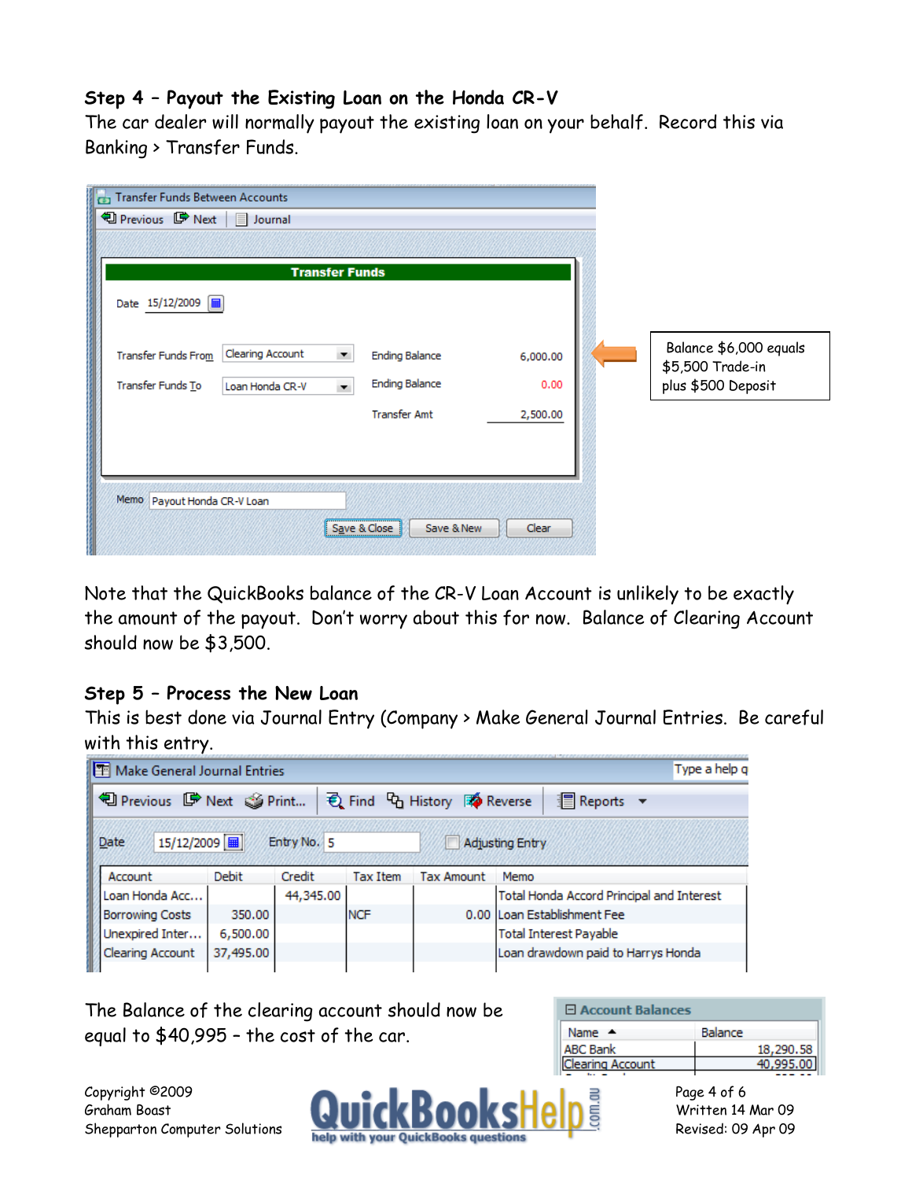### Step 4 – Payout the Existing Loan on the Honda CR-V

The car dealer will normally payout the existing loan on your behalf. Record this via Banking > Transfer Funds.

**Transfer Funds Between Accounts**

| Field | Value | | |
|---|---|---|---|
| Date | 15/12/2009 | | |
| Transfer Funds From | Clearing Account | Ending Balance | 6,000.00 |
| Transfer Funds To | Loan Honda CR-V | Ending Balance | 0.00 |
| | | Transfer Amt | 2,500.00 |
| Memo | Payout Honda CR-V Loan | | |

Balance $6,000 equals $5,500 Trade-in plus $500 Deposit

Note that the QuickBooks balance of the CR-V Loan Account is unlikely to be exactly the amount of the payout. Don't worry about this for now. Balance of Clearing Account should now be $3,500.

### Step 5 – Process the New Loan

This is best done via Journal Entry (Company > Make General Journal Entries. Be careful with this entry.

**Make General Journal Entries**

Date 15/12/2009 Entry No. 5

| Account | Debit | Credit | Tax Item | Tax Amount | Memo |
|---|---|---|---|---|---|
| Loan Honda Acc... | | 44,345.00 | | | Total Honda Accord Principal and Interest |
| Borrowing Costs | 350.00 | | NCF | 0.00 | Loan Establishment Fee |
| Unexpired Inter... | 6,500.00 | | | | Total Interest Payable |
| Clearing Account | 37,495.00 | | | | Loan drawdown paid to Harrys Honda |

The Balance of the clearing account should now be equal to $40,995 – the cost of the car.

**Account Balances**

| Name | Balance |
|---|---|
| ABC Bank | 18,290.58 |
| Clearing Account | 40,995.00 |

Copyright ©2009
Graham Boast
Shepparton Computer Solutions

Written 14 Mar 09
Revised: 09 Apr 09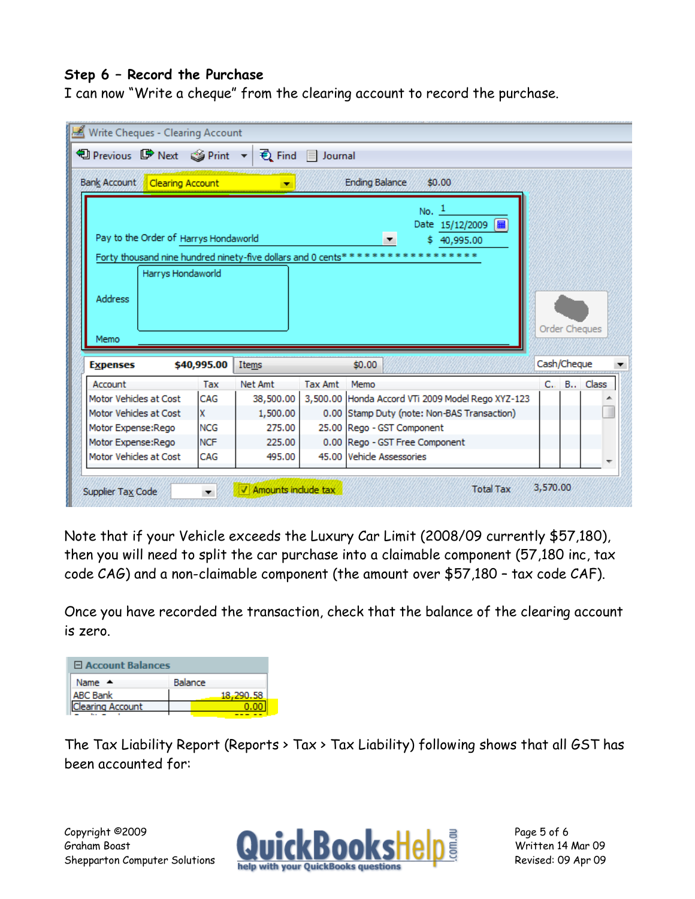**Step 6 – Record the Purchase**

I can now "Write a cheque" from the clearing account to record the purchase.

Write Cheques - Clearing Account

Bank Account: Clearing Account — Ending Balance $0.00

No. 1
Date 15/12/2009
Pay to the Order of Harrys Hondaworld — $ 40,995.00
Forty thousand nine hundred ninety-five dollars and 0 cents*****************
Address: Harrys Hondaworld
Memo

Expenses $40,995.00 — Items $0.00

| Account | Tax | Net Amt | Tax Amt | Memo |
|---|---|---|---|---|
| Motor Vehicles at Cost | CAG | 38,500.00 | 3,500.00 | Honda Accord VTi 2009 Model Rego XYZ-123 |
| Motor Vehicles at Cost | X | 1,500.00 | 0.00 | Stamp Duty (note: Non-BAS Transaction) |
| Motor Expense:Rego | NCG | 275.00 | 25.00 | Rego - GST Component |
| Motor Expense:Rego | NCF | 225.00 | 0.00 | Rego - GST Free Component |
| Motor Vehicles at Cost | CAG | 495.00 | 45.00 | Vehicle Assessories |

Amounts include tax ✓ — Total Tax 3,570.00

Note that if your Vehicle exceeds the Luxury Car Limit (2008/09 currently $57,180), then you will need to split the car purchase into a claimable component (57,180 inc, tax code CAG) and a non-claimable component (the amount over $57,180 – tax code CAF).

Once you have recorded the transaction, check that the balance of the clearing account is zero.

**Account Balances**

| Name | Balance |
|---|---|
| ABC Bank | 18,290.58 |
| Clearing Account | 0.00 |

The Tax Liability Report (Reports > Tax > Tax Liability) following shows that all GST has been accounted for: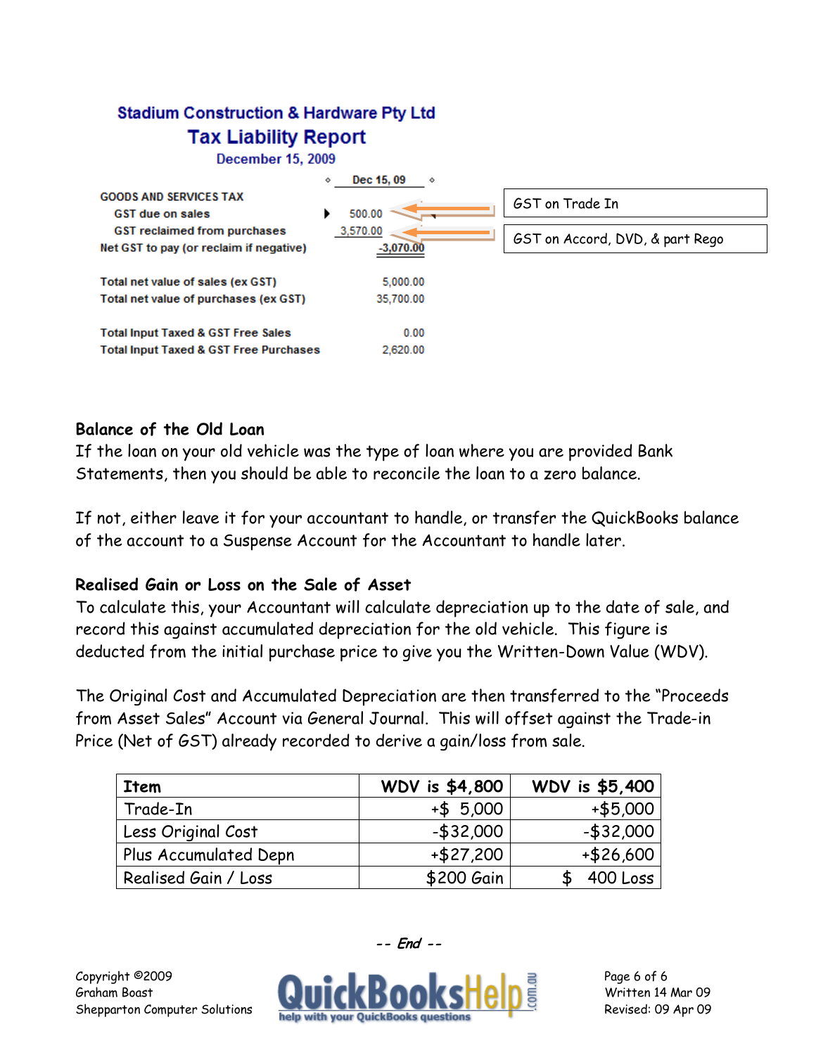**Stadium Construction & Hardware Pty Ltd**

**Tax Liability Report**

**December 15, 2009**

| | Dec 15, 09 |
|---|---|
| **GOODS AND SERVICES TAX** | |
| GST due on sales | 500.00 |
| GST reclaimed from purchases | 3,570.00 |
| Net GST to pay (or reclaim if negative) | -3,070.00 |
| | |
| Total net value of sales (ex GST) | 5,000.00 |
| Total net value of purchases (ex GST) | 35,700.00 |
| | |
| Total Input Taxed & GST Free Sales | 0.00 |
| Total Input Taxed & GST Free Purchases | 2,620.00 |

GST on Trade In

GST on Accord, DVD, & part Rego

**Balance of the Old Loan**

If the loan on your old vehicle was the type of loan where you are provided Bank Statements, then you should be able to reconcile the loan to a zero balance.

If not, either leave it for your accountant to handle, or transfer the QuickBooks balance of the account to a Suspense Account for the Accountant to handle later.

**Realised Gain or Loss on the Sale of Asset**

To calculate this, your Accountant will calculate depreciation up to the date of sale, and record this against accumulated depreciation for the old vehicle. This figure is deducted from the initial purchase price to give you the Written-Down Value (WDV).

The Original Cost and Accumulated Depreciation are then transferred to the "Proceeds from Asset Sales" Account via General Journal. This will offset against the Trade-in Price (Net of GST) already recorded to derive a gain/loss from sale.

| Item | WDV is $4,800 | WDV is $5,400 |
|---|---|---|
| Trade-In | +$ 5,000 | +$5,000 |
| Less Original Cost | -$32,000 | -$32,000 |
| Plus Accumulated Depn | +$27,200 | +$26,600 |
| Realised Gain / Loss | $200 Gain | $ 400 Loss |

*-- End --*

Copyright ©2009
Graham Boast
Shepparton Computer Solutions

Written 14 Mar 09
Revised: 09 Apr 09